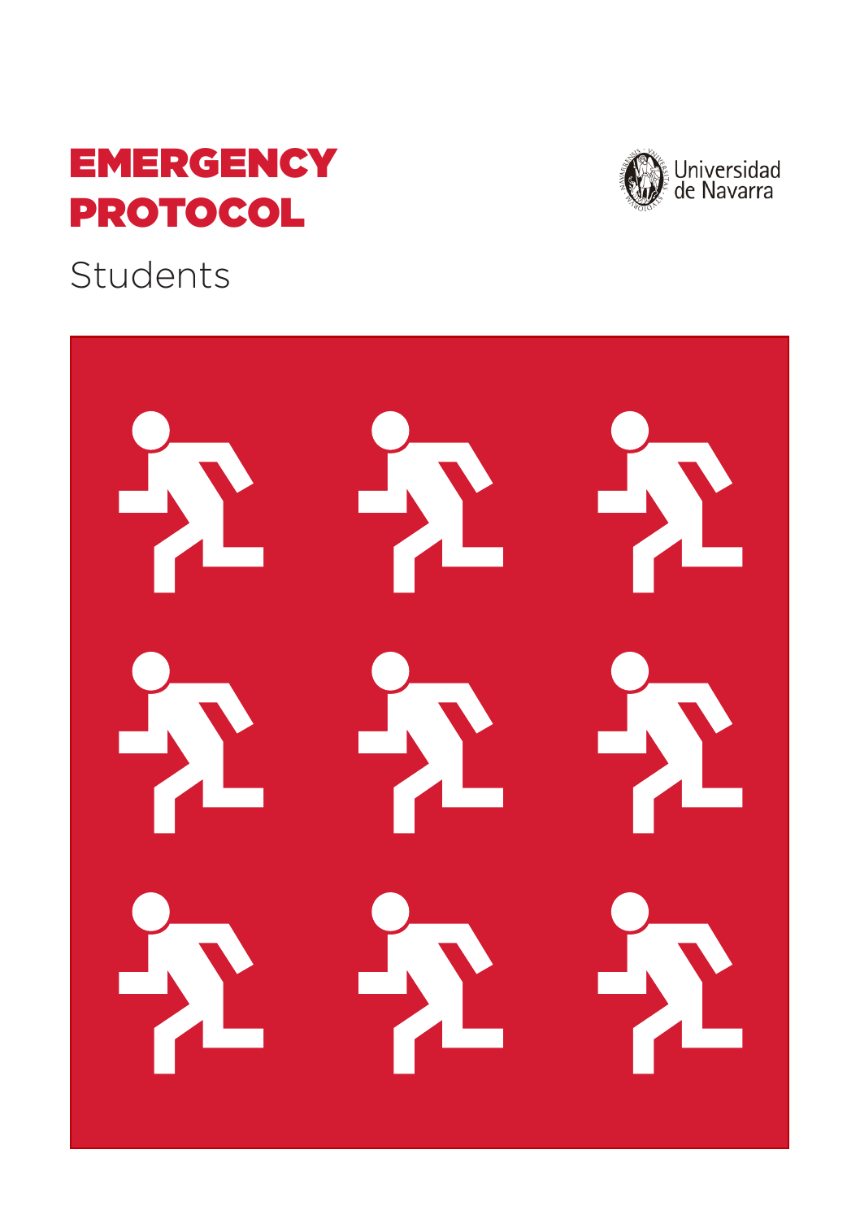# EMERGENCY PROTOCOL

Students

Universidad de Navarra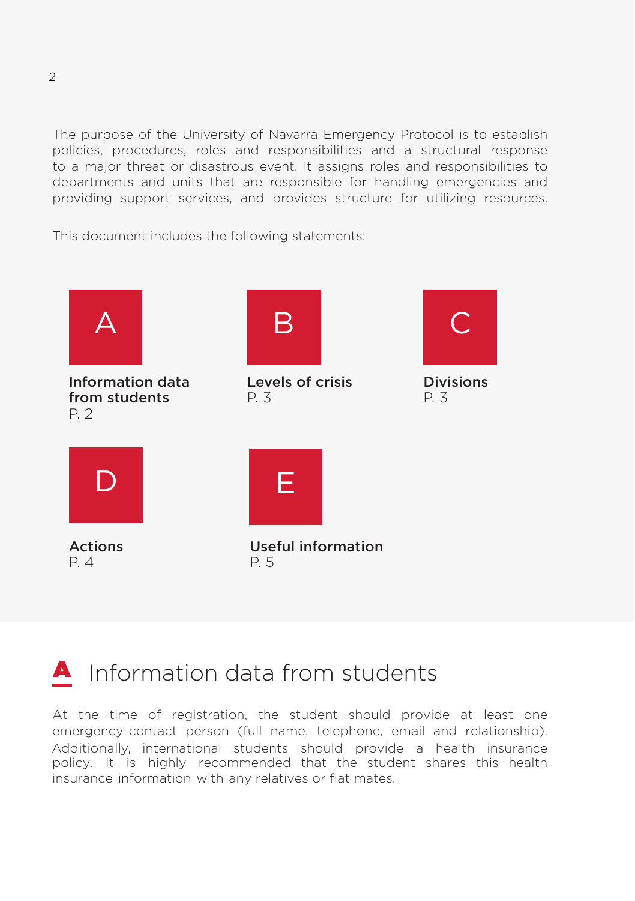The purpose of the University of Navarra Emergency Protocol is to establish policies, procedures, roles and responsibilities and a structural response to a major threat or disastrous event. It assigns roles and responsibilities to departments and units that are responsible for handling emergencies and providing support services, and provides structure for utilizing resources.

This document includes the following statements:

**A**
**Information data from students**
P. 2

**B**
**Levels of crisis**
P. 3

**C**
**Divisions**
P. 3

**D**
**Actions**
P. 4

**E**
**Useful information**
P. 5

# A Information data from students

At the time of registration, the student should provide at least one emergency contact person (full name, telephone, email and relationship). Additionally, international students should provide a health insurance policy. It is highly recommended that the student shares this health insurance information with any relatives or flat mates.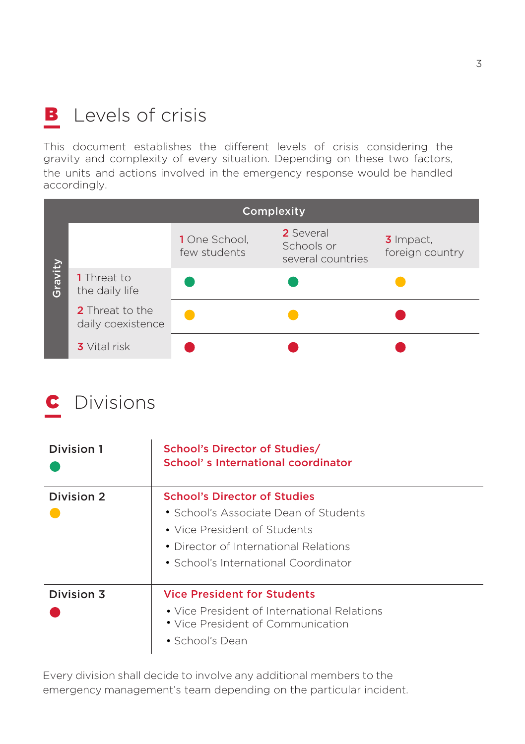## B Levels of crisis

This document establishes the different levels of crisis considering the gravity and complexity of every situation. Depending on these two factors, the units and actions involved in the emergency response would be handled accordingly.

| Gravity \ Complexity | 1 One School, few students | 2 Several Schools or several countries | 3 Impact, foreign country |
|---|---|---|---|
| 1 Threat to the daily life | Green | Green | Yellow |
| 2 Threat to the daily coexistence | Yellow | Yellow | Red |
| 3 Vital risk | Red | Red | Red |

## C Divisions

| Division | Members |
|---|---|
| **Division 1** (Green) | **School's Director of Studies/ School' s International coordinator** |
| **Division 2** (Yellow) | **School's Director of Studies**<br>• School's Associate Dean of Students<br>• Vice President of Students<br>• Director of International Relations<br>• School's International Coordinator |
| **Division 3** (Red) | **Vice President for Students**<br>• Vice President of International Relations<br>• Vice President of Communication<br>• School's Dean |

Every division shall decide to involve any additional members to the emergency management's team depending on the particular incident.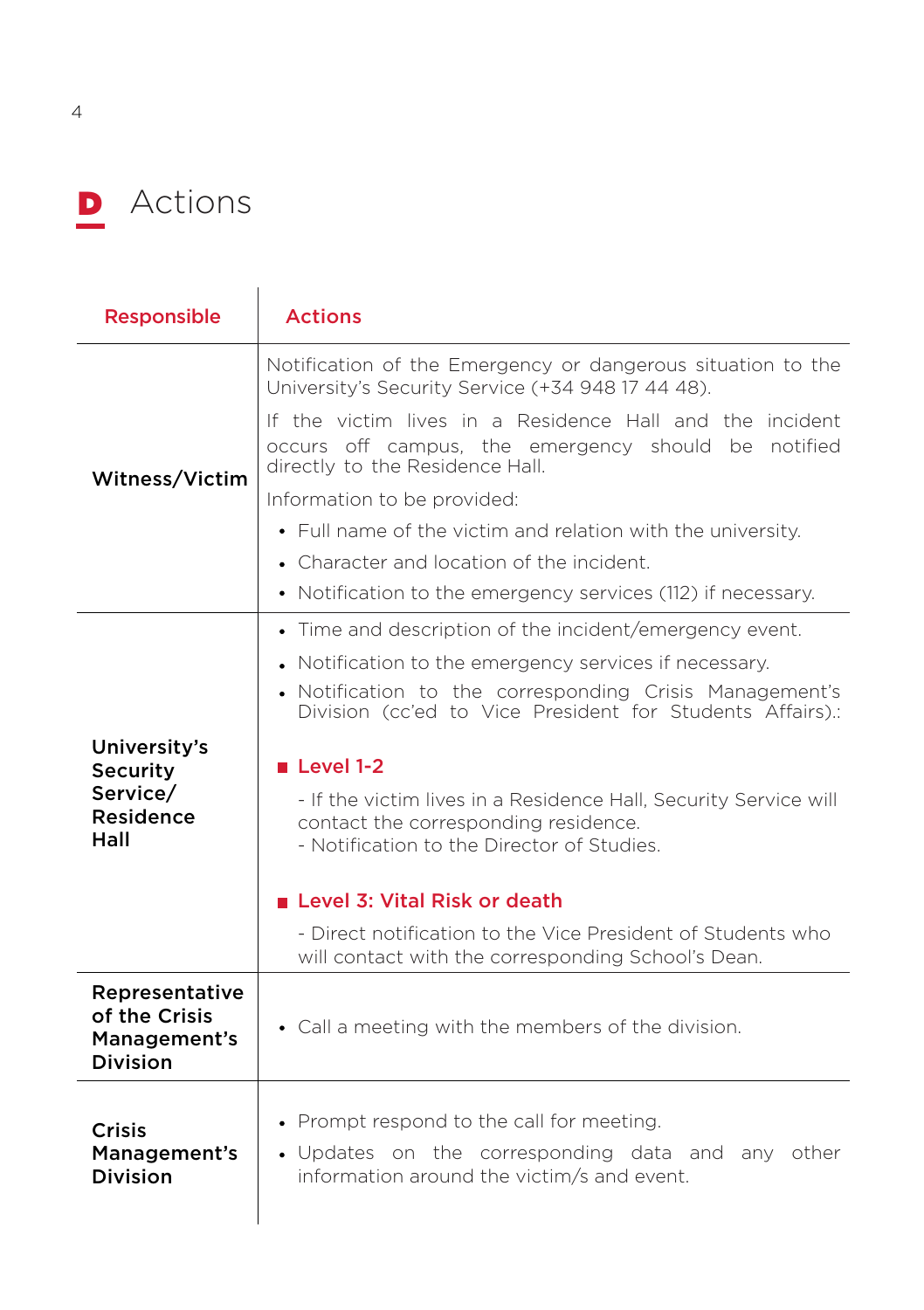# D Actions

| Responsible | Actions |
| --- | --- |
| **Witness/Victim** | Notification of the Emergency or dangerous situation to the University's Security Service (+34 948 17 44 48).<br><br>If the victim lives in a Residence Hall and the incident occurs off campus, the emergency should be notified directly to the Residence Hall.<br><br>Information to be provided:<br>• Full name of the victim and relation with the university.<br>• Character and location of the incident.<br>• Notification to the emergency services (112) if necessary. |
| **University's Security Service/ Residence Hall** | • Time and description of the incident/emergency event.<br>• Notification to the emergency services if necessary.<br>• Notification to the corresponding Crisis Management's Division (cc'ed to Vice President for Students Affairs).:<br><br>**Level 1-2**<br>- If the victim lives in a Residence Hall, Security Service will contact the corresponding residence.<br>- Notification to the Director of Studies.<br><br>**Level 3: Vital Risk or death**<br>- Direct notification to the Vice President of Students who will contact with the corresponding School's Dean. |
| **Representative of the Crisis Management's Division** | • Call a meeting with the members of the division. |
| **Crisis Management's Division** | • Prompt respond to the call for meeting.<br>• Updates on the corresponding data and any other information around the victim/s and event. |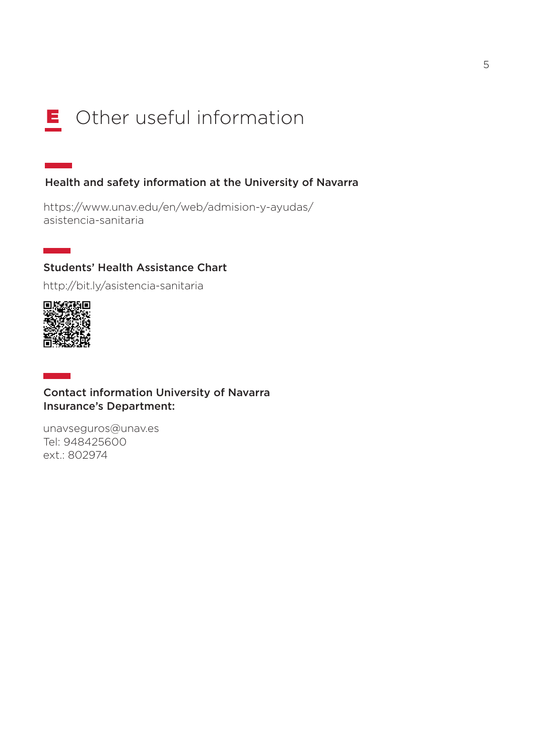# E Other useful information

### Health and safety information at the University of Navarra

https://www.unav.edu/en/web/admision-y-ayudas/asistencia-sanitaria

### Students' Health Assistance Chart

http://bit.ly/asistencia-sanitaria

### Contact information University of Navarra Insurance's Department:

unavseguros@unav.es
Tel: 948425600
ext.: 802974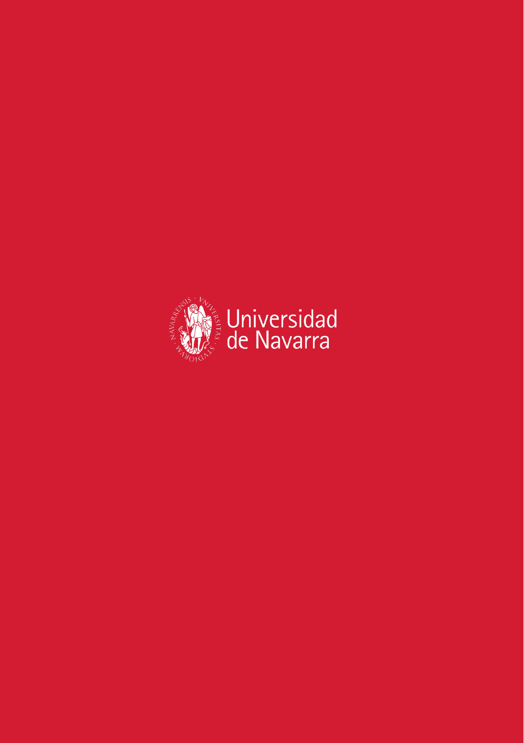Universidad de Navarra